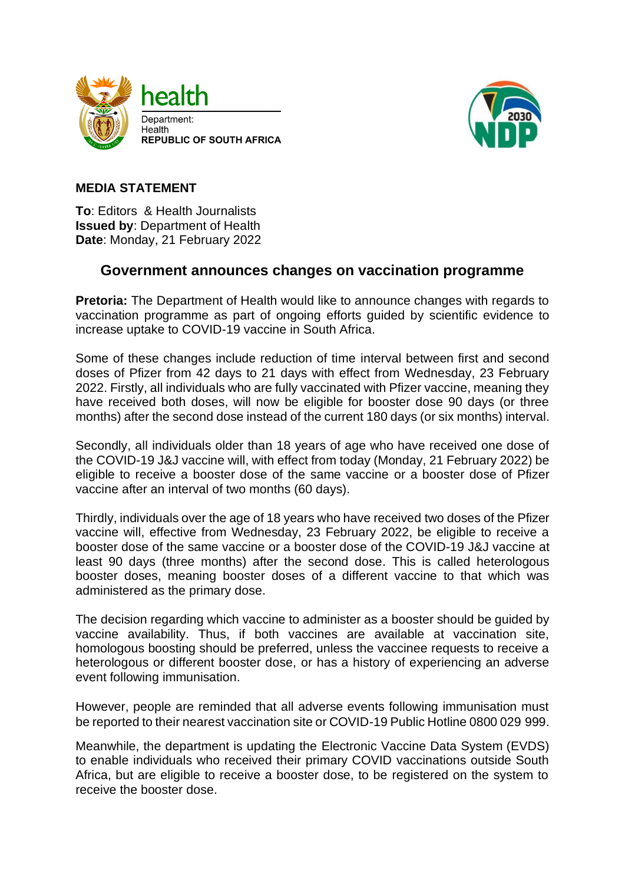health

Department:
Health
**REPUBLIC OF SOUTH AFRICA**

**MEDIA STATEMENT**

**To**: Editors & Health Journalists
**Issued by**: Department of Health
**Date**: Monday, 21 February 2022

## Government announces changes on vaccination programme

**Pretoria:** The Department of Health would like to announce changes with regards to vaccination programme as part of ongoing efforts guided by scientific evidence to increase uptake to COVID-19 vaccine in South Africa.

Some of these changes include reduction of time interval between first and second doses of Pfizer from 42 days to 21 days with effect from Wednesday, 23 February 2022. Firstly, all individuals who are fully vaccinated with Pfizer vaccine, meaning they have received both doses, will now be eligible for booster dose 90 days (or three months) after the second dose instead of the current 180 days (or six months) interval.

Secondly, all individuals older than 18 years of age who have received one dose of the COVID-19 J&J vaccine will, with effect from today (Monday, 21 February 2022) be eligible to receive a booster dose of the same vaccine or a booster dose of Pfizer vaccine after an interval of two months (60 days).

Thirdly, individuals over the age of 18 years who have received two doses of the Pfizer vaccine will, effective from Wednesday, 23 February 2022, be eligible to receive a booster dose of the same vaccine or a booster dose of the COVID-19 J&J vaccine at least 90 days (three months) after the second dose. This is called heterologous booster doses, meaning booster doses of a different vaccine to that which was administered as the primary dose.

The decision regarding which vaccine to administer as a booster should be guided by vaccine availability. Thus, if both vaccines are available at vaccination site, homologous boosting should be preferred, unless the vaccinee requests to receive a heterologous or different booster dose, or has a history of experiencing an adverse event following immunisation.

However, people are reminded that all adverse events following immunisation must be reported to their nearest vaccination site or COVID-19 Public Hotline 0800 029 999.

Meanwhile, the department is updating the Electronic Vaccine Data System (EVDS) to enable individuals who received their primary COVID vaccinations outside South Africa, but are eligible to receive a booster dose, to be registered on the system to receive the booster dose.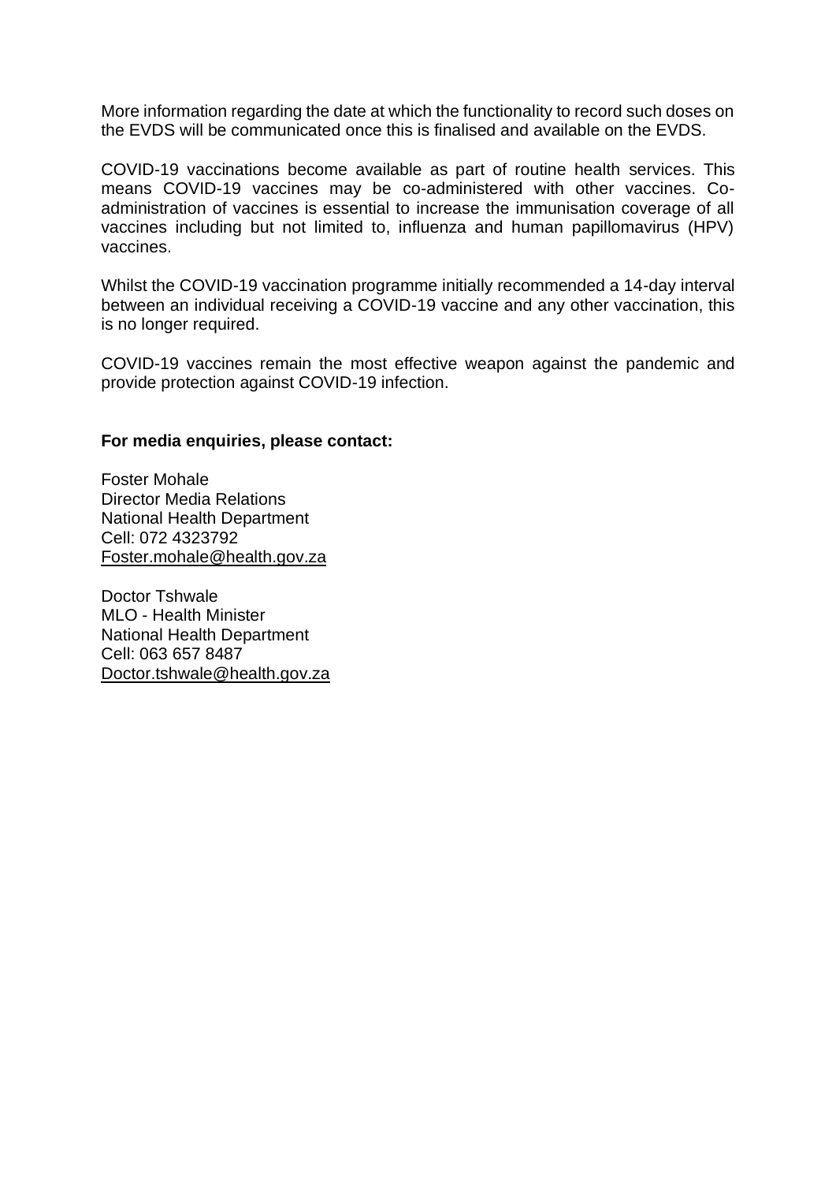More information regarding the date at which the functionality to record such doses on the EVDS will be communicated once this is finalised and available on the EVDS.

COVID-19 vaccinations become available as part of routine health services. This means COVID-19 vaccines may be co-administered with other vaccines. Co-administration of vaccines is essential to increase the immunisation coverage of all vaccines including but not limited to, influenza and human papillomavirus (HPV) vaccines.

Whilst the COVID-19 vaccination programme initially recommended a 14-day interval between an individual receiving a COVID-19 vaccine and any other vaccination, this is no longer required.

COVID-19 vaccines remain the most effective weapon against the pandemic and provide protection against COVID-19 infection.

**For media enquiries, please contact:**

Foster Mohale
Director Media Relations
National Health Department
Cell: 072 4323792
Foster.mohale@health.gov.za

Doctor Tshwale
MLO - Health Minister
National Health Department
Cell: 063 657 8487
Doctor.tshwale@health.gov.za